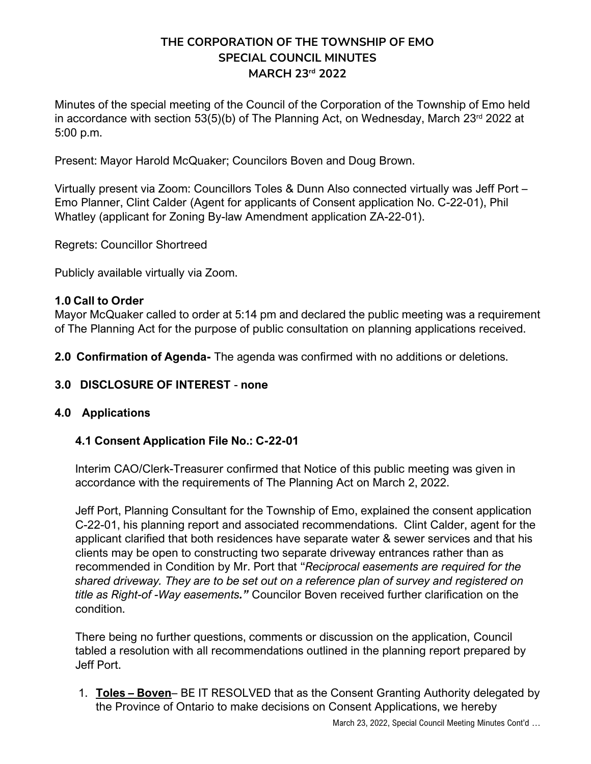# THE CORPORATION OF THE TOWNSHIP OF EMO
## SPECIAL COUNCIL MINUTES
## MARCH 23rd 2022

Minutes of the special meeting of the Council of the Corporation of the Township of Emo held in accordance with section 53(5)(b) of The Planning Act, on Wednesday, March 23rd 2022 at 5:00 p.m.

Present: Mayor Harold McQuaker; Councilors Boven and Doug Brown.

Virtually present via Zoom: Councillors Toles & Dunn Also connected virtually was Jeff Port – Emo Planner, Clint Calder (Agent for applicants of Consent application No. C-22-01), Phil Whatley (applicant for Zoning By-law Amendment application ZA-22-01).

Regrets: Councillor Shortreed

Publicly available virtually via Zoom.

**1.0 Call to Order**
Mayor McQuaker called to order at 5:14 pm and declared the public meeting was a requirement of The Planning Act for the purpose of public consultation on planning applications received.

**2.0 Confirmation of Agenda-** The agenda was confirmed with no additions or deletions.

**3.0 DISCLOSURE OF INTEREST** - **none**

**4.0 Applications**

**4.1 Consent Application File No.: C-22-01**

Interim CAO/Clerk-Treasurer confirmed that Notice of this public meeting was given in accordance with the requirements of The Planning Act on March 2, 2022.

Jeff Port, Planning Consultant for the Township of Emo, explained the consent application C-22-01, his planning report and associated recommendations. Clint Calder, agent for the applicant clarified that both residences have separate water & sewer services and that his clients may be open to constructing two separate driveway entrances rather than as recommended in Condition by Mr. Port that "*Reciprocal easements are required for the shared driveway. They are to be set out on a reference plan of survey and registered on title as Right-of -Way easements.***"** Councilor Boven received further clarification on the condition.

There being no further questions, comments or discussion on the application, Council tabled a resolution with all recommendations outlined in the planning report prepared by Jeff Port.

1. **<u>Toles – Boven</u>**– BE IT RESOLVED that as the Consent Granting Authority delegated by the Province of Ontario to make decisions on Consent Applications, we hereby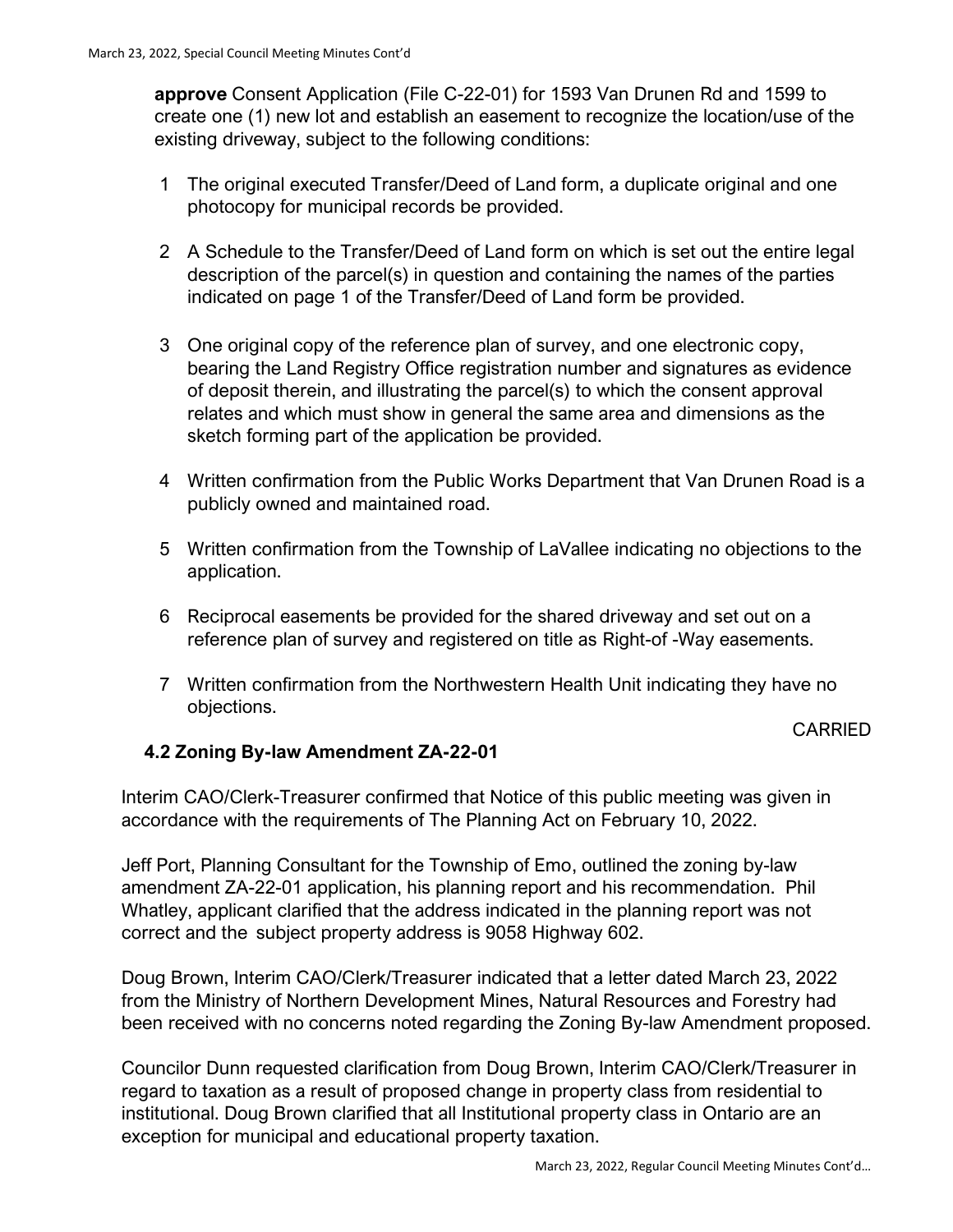**approve** Consent Application (File C-22-01) for 1593 Van Drunen Rd and 1599 to create one (1) new lot and establish an easement to recognize the location/use of the existing driveway, subject to the following conditions:

1. The original executed Transfer/Deed of Land form, a duplicate original and one photocopy for municipal records be provided.
2. A Schedule to the Transfer/Deed of Land form on which is set out the entire legal description of the parcel(s) in question and containing the names of the parties indicated on page 1 of the Transfer/Deed of Land form be provided.
3. One original copy of the reference plan of survey, and one electronic copy, bearing the Land Registry Office registration number and signatures as evidence of deposit therein, and illustrating the parcel(s) to which the consent approval relates and which must show in general the same area and dimensions as the sketch forming part of the application be provided.
4. Written confirmation from the Public Works Department that Van Drunen Road is a publicly owned and maintained road.
5. Written confirmation from the Township of LaVallee indicating no objections to the application.
6. Reciprocal easements be provided for the shared driveway and set out on a reference plan of survey and registered on title as Right-of -Way easements.
7. Written confirmation from the Northwestern Health Unit indicating they have no objections.

CARRIED

### 4.2 Zoning By-law Amendment ZA-22-01

Interim CAO/Clerk-Treasurer confirmed that Notice of this public meeting was given in accordance with the requirements of The Planning Act on February 10, 2022.

Jeff Port, Planning Consultant for the Township of Emo, outlined the zoning by-law amendment ZA-22-01 application, his planning report and his recommendation. Phil Whatley, applicant clarified that the address indicated in the planning report was not correct and the subject property address is 9058 Highway 602.

Doug Brown, Interim CAO/Clerk/Treasurer indicated that a letter dated March 23, 2022 from the Ministry of Northern Development Mines, Natural Resources and Forestry had been received with no concerns noted regarding the Zoning By-law Amendment proposed.

Councilor Dunn requested clarification from Doug Brown, Interim CAO/Clerk/Treasurer in regard to taxation as a result of proposed change in property class from residential to institutional. Doug Brown clarified that all Institutional property class in Ontario are an exception for municipal and educational property taxation.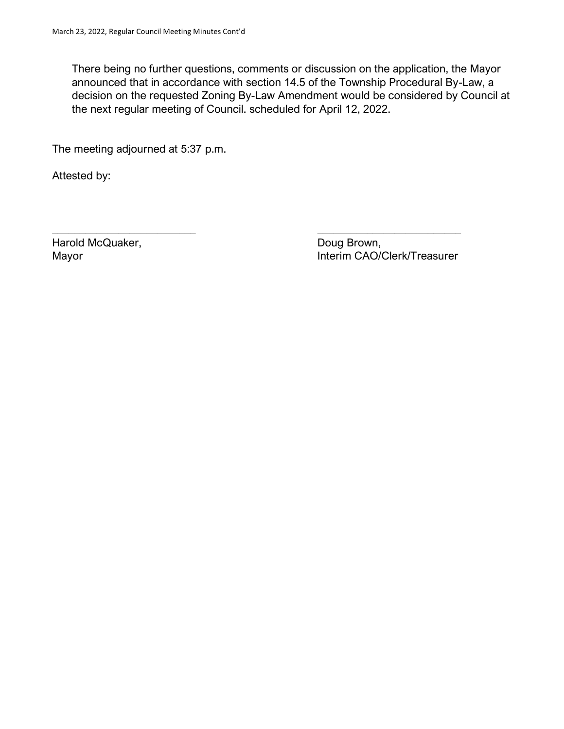There being no further questions, comments or discussion on the application, the Mayor announced that in accordance with section 14.5 of the Township Procedural By-Law, a decision on the requested Zoning By-Law Amendment would be considered by Council at the next regular meeting of Council. scheduled for April 12, 2022.

The meeting adjourned at 5:37 p.m.

Attested by:

| | |
|---|---|
| _________________________ | _________________________ |
| Harold McQuaker, | Doug Brown, |
| Mayor | Interim CAO/Clerk/Treasurer |